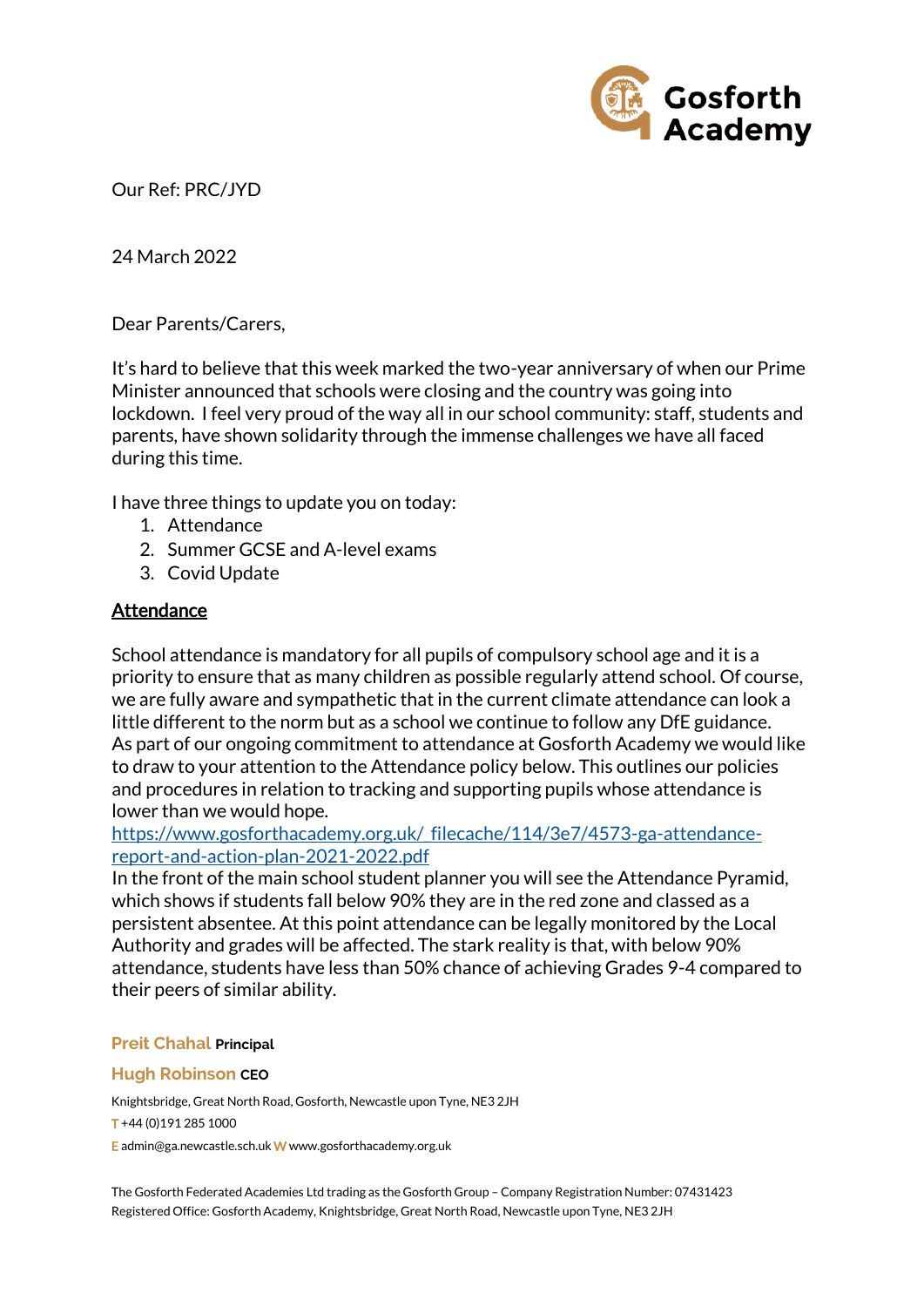Gosforth Academy

Our Ref: PRC/JYD

24 March 2022

Dear Parents/Carers,

It's hard to believe that this week marked the two-year anniversary of when our Prime Minister announced that schools were closing and the country was going into lockdown. I feel very proud of the way all in our school community: staff, students and parents, have shown solidarity through the immense challenges we have all faced during this time.

I have three things to update you on today:

1. Attendance
2. Summer GCSE and A-level exams
3. Covid Update

## Attendance

School attendance is mandatory for all pupils of compulsory school age and it is a priority to ensure that as many children as possible regularly attend school. Of course, we are fully aware and sympathetic that in the current climate attendance can look a little different to the norm but as a school we continue to follow any DfE guidance. As part of our ongoing commitment to attendance at Gosforth Academy we would like to draw to your attention to the Attendance policy below. This outlines our policies and procedures in relation to tracking and supporting pupils whose attendance is lower than we would hope.
https://www.gosforthacademy.org.uk/_filecache/114/3e7/4573-ga-attendance-report-and-action-plan-2021-2022.pdf
In the front of the main school student planner you will see the Attendance Pyramid, which shows if students fall below 90% they are in the red zone and classed as a persistent absentee. At this point attendance can be legally monitored by the Local Authority and grades will be affected. The stark reality is that, with below 90% attendance, students have less than 50% chance of achieving Grades 9-4 compared to their peers of similar ability.

**Preit Chahal** Principal

**Hugh Robinson** CEO

Knightsbridge, Great North Road, Gosforth, Newcastle upon Tyne, NE3 2JH
T +44 (0)191 285 1000
E admin@ga.newcastle.sch.uk W www.gosforthacademy.org.uk

The Gosforth Federated Academies Ltd trading as the Gosforth Group – Company Registration Number: 07431423
Registered Office: Gosforth Academy, Knightsbridge, Great North Road, Newcastle upon Tyne, NE3 2JH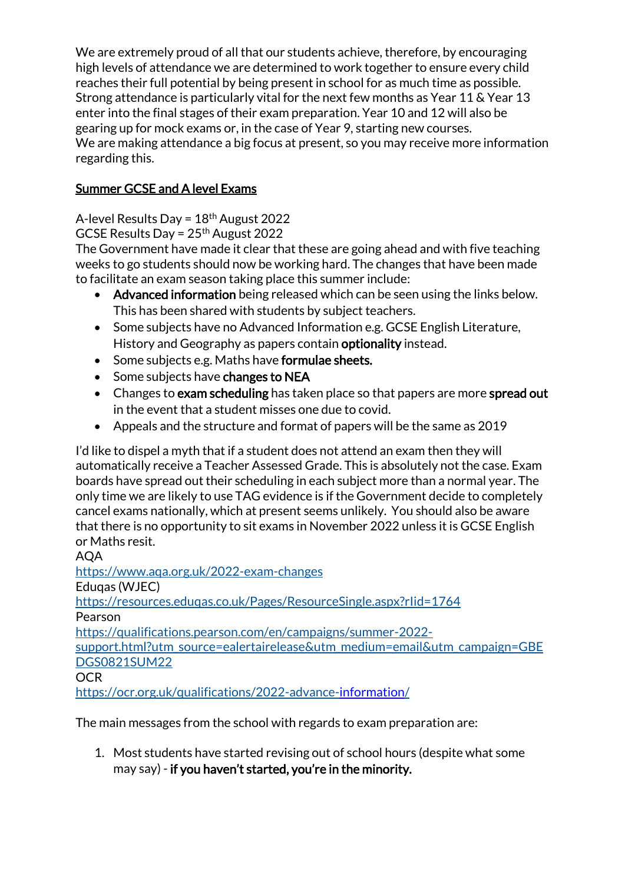We are extremely proud of all that our students achieve, therefore, by encouraging high levels of attendance we are determined to work together to ensure every child reaches their full potential by being present in school for as much time as possible. Strong attendance is particularly vital for the next few months as Year 11 & Year 13 enter into the final stages of their exam preparation. Year 10 and 12 will also be gearing up for mock exams or, in the case of Year 9, starting new courses.
We are making attendance a big focus at present, so you may receive more information regarding this.

## Summer GCSE and A level Exams

A-level Results Day = 18th August 2022
GCSE Results Day = 25th August 2022
The Government have made it clear that these are going ahead and with five teaching weeks to go students should now be working hard. The changes that have been made to facilitate an exam season taking place this summer include:

- **Advanced information** being released which can be seen using the links below. This has been shared with students by subject teachers.
- Some subjects have no Advanced Information e.g. GCSE English Literature, History and Geography as papers contain **optionality** instead.
- Some subjects e.g. Maths have **formulae sheets.**
- Some subjects have **changes to NEA**
- Changes to **exam scheduling** has taken place so that papers are more **spread out** in the event that a student misses one due to covid.
- Appeals and the structure and format of papers will be the same as 2019

I'd like to dispel a myth that if a student does not attend an exam then they will automatically receive a Teacher Assessed Grade. This is absolutely not the case. Exam boards have spread out their scheduling in each subject more than a normal year. The only time we are likely to use TAG evidence is if the Government decide to completely cancel exams nationally, which at present seems unlikely. You should also be aware that there is no opportunity to sit exams in November 2022 unless it is GCSE English or Maths resit.
AQA
https://www.aqa.org.uk/2022-exam-changes
Eduqas (WJEC)
https://resources.eduqas.co.uk/Pages/ResourceSingle.aspx?rIid=1764
Pearson
https://qualifications.pearson.com/en/campaigns/summer-2022-support.html?utm_source=ealertairelease&utm_medium=email&utm_campaign=GBEDGS0821SUM22
OCR
https://ocr.org.uk/qualifications/2022-advance-information/

The main messages from the school with regards to exam preparation are:

1. Most students have started revising out of school hours (despite what some may say) - **if you haven't started, you're in the minority.**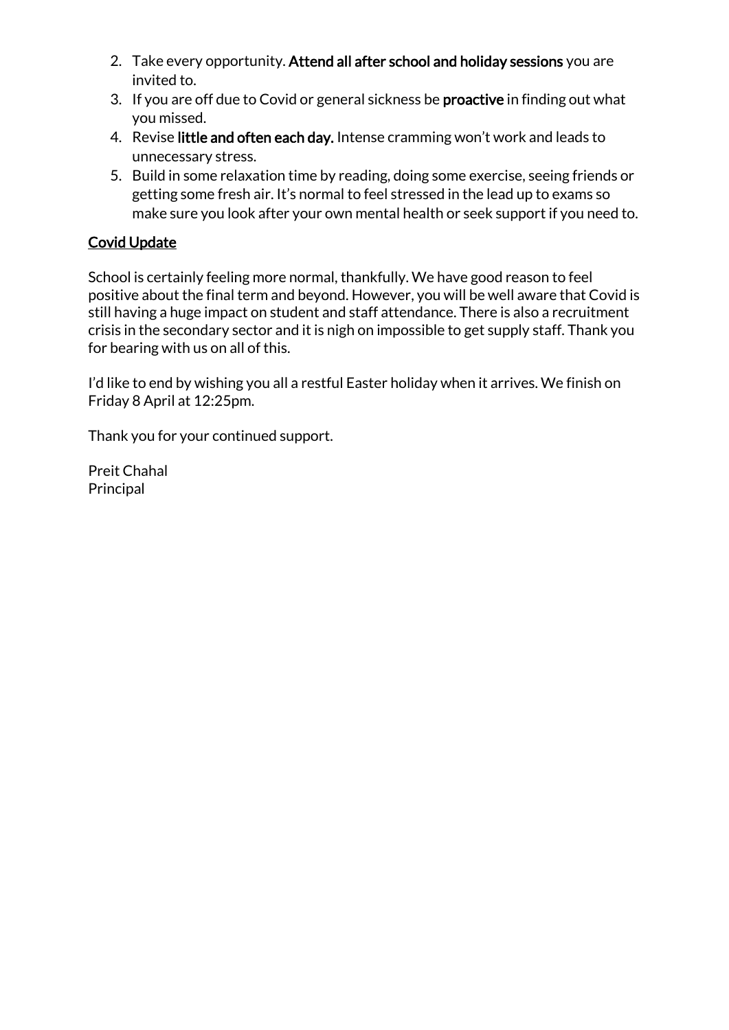2. Take every opportunity. **Attend all after school and holiday sessions** you are invited to.
3. If you are off due to Covid or general sickness be **proactive** in finding out what you missed.
4. Revise **little and often each day.** Intense cramming won't work and leads to unnecessary stress.
5. Build in some relaxation time by reading, doing some exercise, seeing friends or getting some fresh air. It's normal to feel stressed in the lead up to exams so make sure you look after your own mental health or seek support if you need to.

<u>Covid Update</u>

School is certainly feeling more normal, thankfully. We have good reason to feel positive about the final term and beyond. However, you will be well aware that Covid is still having a huge impact on student and staff attendance. There is also a recruitment crisis in the secondary sector and it is nigh on impossible to get supply staff. Thank you for bearing with us on all of this.

I'd like to end by wishing you all a restful Easter holiday when it arrives. We finish on Friday 8 April at 12:25pm.

Thank you for your continued support.

Preit Chahal
Principal